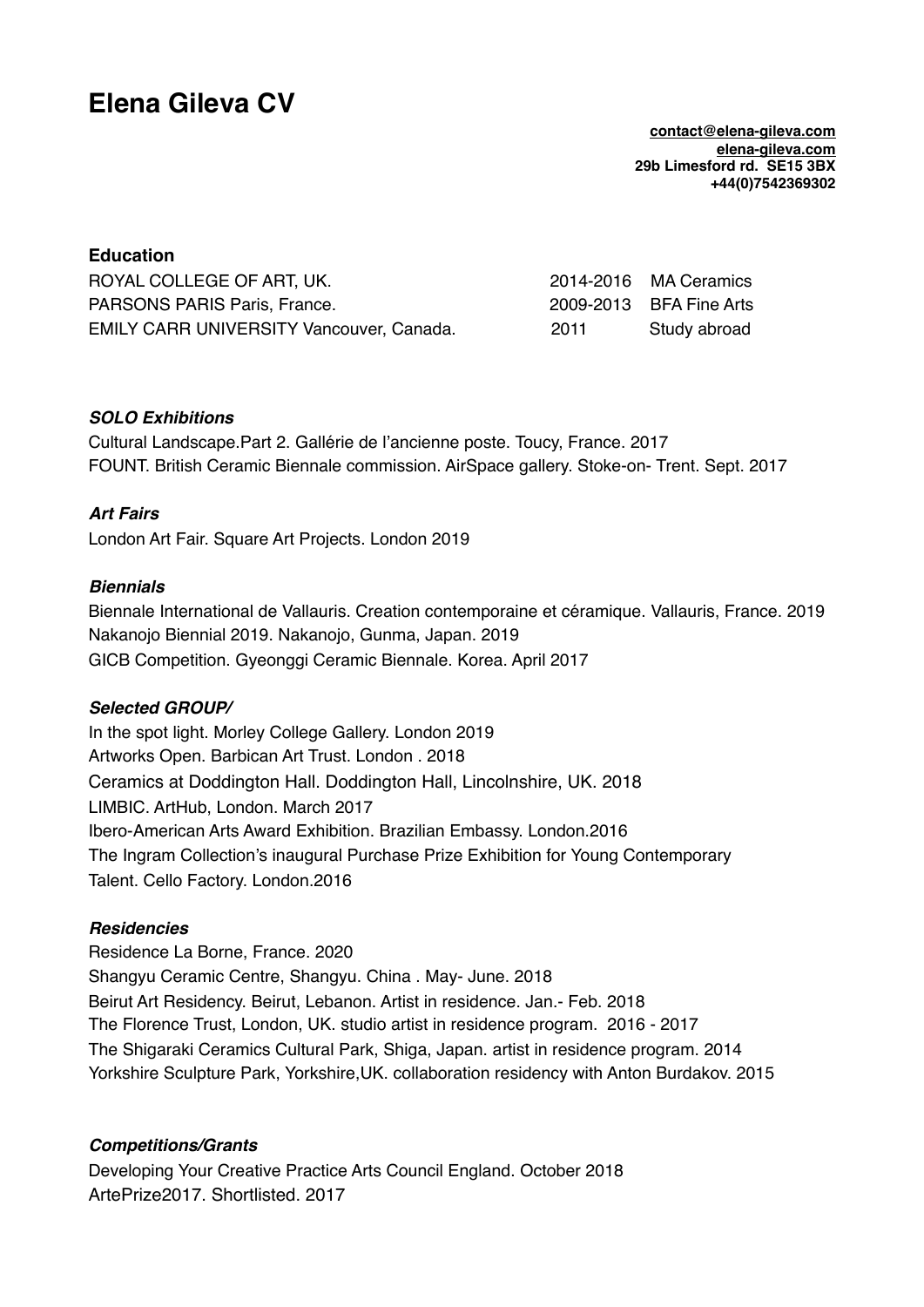# Elena Gileva CV

**contact@elena-gileva.com**
**elena-gileva.com**
**29b Limesford rd. SE15 3BX**
**+44(0)7542369302**

### Education

| | | |
|---|---|---|
| ROYAL COLLEGE OF ART, UK. | 2014-2016 | MA Ceramics |
| PARSONS PARIS Paris, France. | 2009-2013 | BFA Fine Arts |
| EMILY CARR UNIVERSITY Vancouver, Canada. | 2011 | Study abroad |

### *SOLO Exhibitions*

Cultural Landscape.Part 2. Gallérie de l'ancienne poste. Toucy, France. 2017
FOUNT. British Ceramic Biennale commission. AirSpace gallery. Stoke-on- Trent. Sept. 2017

### *Art Fairs*

London Art Fair. Square Art Projects. London 2019

### *Biennials*

Biennale International de Vallauris. Creation contemporaine et céramique. Vallauris, France. 2019
Nakanojo Biennial 2019. Nakanojo, Gunma, Japan. 2019
GICB Competition. Gyeonggi Ceramic Biennale. Korea. April 2017

### *Selected GROUP/*

In the spot light. Morley College Gallery. London 2019
Artworks Open. Barbican Art Trust. London . 2018
Ceramics at Doddington Hall. Doddington Hall, Lincolnshire, UK. 2018
LIMBIC. ArtHub, London. March 2017
Ibero-American Arts Award Exhibition. Brazilian Embassy. London.2016
The Ingram Collection's inaugural Purchase Prize Exhibition for Young Contemporary Talent. Cello Factory. London.2016

### *Residencies*

Residence La Borne, France. 2020
Shangyu Ceramic Centre, Shangyu. China . May- June. 2018
Beirut Art Residency. Beirut, Lebanon. Artist in residence. Jan.- Feb. 2018
The Florence Trust, London, UK. studio artist in residence program. 2016 - 2017
The Shigaraki Ceramics Cultural Park, Shiga, Japan. artist in residence program. 2014
Yorkshire Sculpture Park, Yorkshire,UK. collaboration residency with Anton Burdakov. 2015

### *Competitions/Grants*

Developing Your Creative Practice Arts Council England. October 2018
ArtePrize2017. Shortlisted. 2017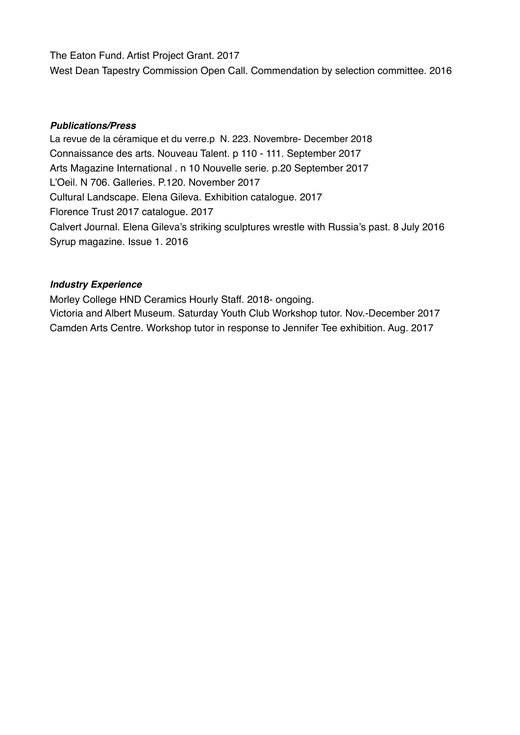The Eaton Fund. Artist Project Grant. 2017

West Dean Tapestry Commission Open Call. Commendation by selection committee. 2016

***Publications/Press***

La revue de la céramique et du verre.p  N. 223. Novembre- December 2018

Connaissance des arts. Nouveau Talent. p 110 - 111. September 2017

Arts Magazine International . n 10 Nouvelle serie. p.20 September 2017

L'Oeil. N 706. Galleries. P.120. November 2017

Cultural Landscape. Elena Gileva. Exhibition catalogue. 2017

Florence Trust 2017 catalogue. 2017

Calvert Journal. Elena Gileva's striking sculptures wrestle with Russia's past. 8 July 2016

Syrup magazine. Issue 1. 2016

***Industry Experience***

Morley College HND Ceramics Hourly Staff. 2018- ongoing.

Victoria and Albert Museum. Saturday Youth Club Workshop tutor. Nov.-December 2017

Camden Arts Centre. Workshop tutor in response to Jennifer Tee exhibition. Aug. 2017